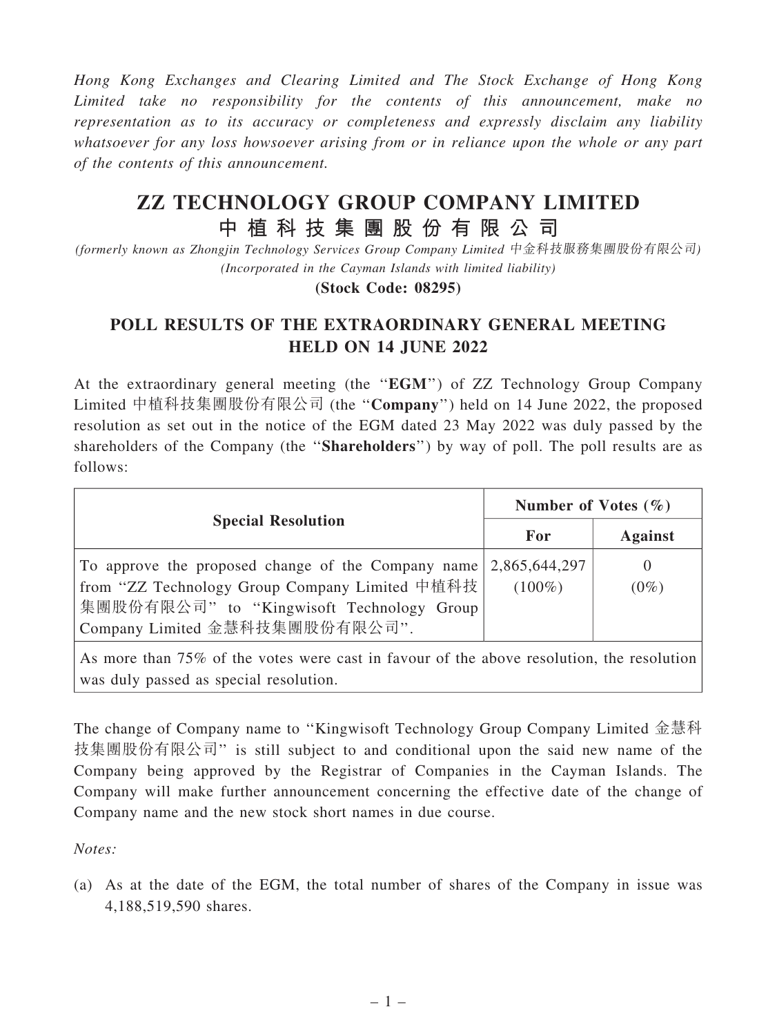*Hong Kong Exchanges and Clearing Limited and The Stock Exchange of Hong Kong Limited take no responsibility for the contents of this announcement, make no representation as to its accuracy or completeness and expressly disclaim any liability whatsoever for any loss howsoever arising from or in reliance upon the whole or any part of the contents of this announcement.*

# ZZ TECHNOLOGY GROUP COMPANY LIMITED
# 中植科技集團股份有限公司

*(formerly known as Zhongjin Technology Services Group Company Limited 中金科技服務集團股份有限公司)*
*(Incorporated in the Cayman Islands with limited liability)*

**(Stock Code: 08295)**

## POLL RESULTS OF THE EXTRAORDINARY GENERAL MEETING HELD ON 14 JUNE 2022

At the extraordinary general meeting (the "**EGM**") of ZZ Technology Group Company Limited 中植科技集團股份有限公司 (the "**Company**") held on 14 June 2022, the proposed resolution as set out in the notice of the EGM dated 23 May 2022 was duly passed by the shareholders of the Company (the "**Shareholders**") by way of poll. The poll results are as follows:

| Special Resolution | Number of Votes (%) | |
|---|---|---|
| | For | Against |
| To approve the proposed change of the Company name from "ZZ Technology Group Company Limited 中植科技集團股份有限公司" to "Kingwisoft Technology Group Company Limited 金慧科技集團股份有限公司". | 2,865,644,297 (100%) | 0 (0%) |
| As more than 75% of the votes were cast in favour of the above resolution, the resolution was duly passed as special resolution. | | |

The change of Company name to "Kingwisoft Technology Group Company Limited 金慧科技集團股份有限公司" is still subject to and conditional upon the said new name of the Company being approved by the Registrar of Companies in the Cayman Islands. The Company will make further announcement concerning the effective date of the change of Company name and the new stock short names in due course.

*Notes:*

(a) As at the date of the EGM, the total number of shares of the Company in issue was 4,188,519,590 shares.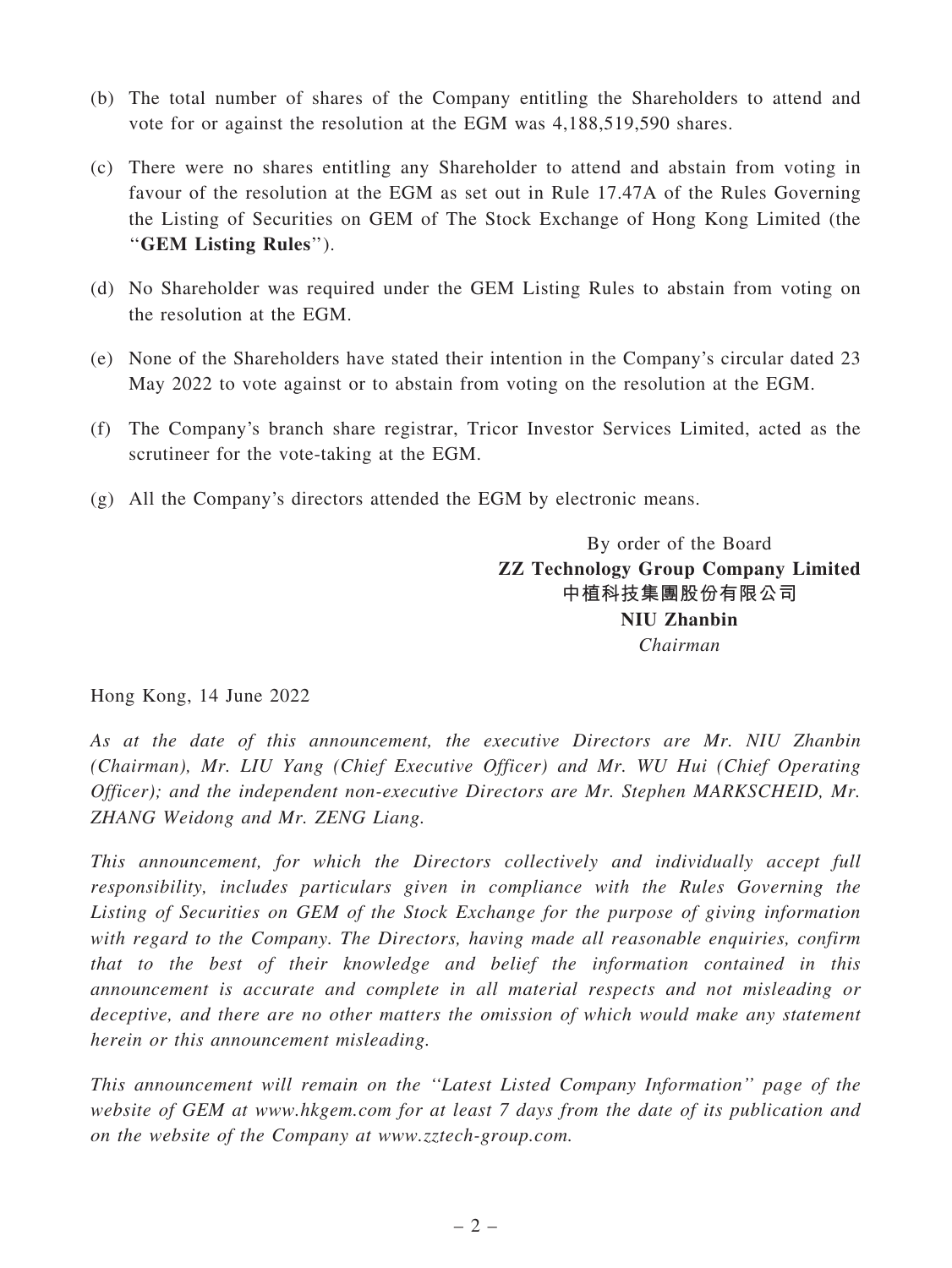(b) The total number of shares of the Company entitling the Shareholders to attend and vote for or against the resolution at the EGM was 4,188,519,590 shares.

(c) There were no shares entitling any Shareholder to attend and abstain from voting in favour of the resolution at the EGM as set out in Rule 17.47A of the Rules Governing the Listing of Securities on GEM of The Stock Exchange of Hong Kong Limited (the "**GEM Listing Rules**").

(d) No Shareholder was required under the GEM Listing Rules to abstain from voting on the resolution at the EGM.

(e) None of the Shareholders have stated their intention in the Company's circular dated 23 May 2022 to vote against or to abstain from voting on the resolution at the EGM.

(f) The Company's branch share registrar, Tricor Investor Services Limited, acted as the scrutineer for the vote-taking at the EGM.

(g) All the Company's directors attended the EGM by electronic means.

By order of the Board
**ZZ Technology Group Company Limited**
**中植科技集團股份有限公司**
**NIU Zhanbin**
*Chairman*

Hong Kong, 14 June 2022

*As at the date of this announcement, the executive Directors are Mr. NIU Zhanbin (Chairman), Mr. LIU Yang (Chief Executive Officer) and Mr. WU Hui (Chief Operating Officer); and the independent non-executive Directors are Mr. Stephen MARKSCHEID, Mr. ZHANG Weidong and Mr. ZENG Liang.*

*This announcement, for which the Directors collectively and individually accept full responsibility, includes particulars given in compliance with the Rules Governing the Listing of Securities on GEM of the Stock Exchange for the purpose of giving information with regard to the Company. The Directors, having made all reasonable enquiries, confirm that to the best of their knowledge and belief the information contained in this announcement is accurate and complete in all material respects and not misleading or deceptive, and there are no other matters the omission of which would make any statement herein or this announcement misleading.*

*This announcement will remain on the "Latest Listed Company Information" page of the website of GEM at www.hkgem.com for at least 7 days from the date of its publication and on the website of the Company at www.zztech-group.com.*